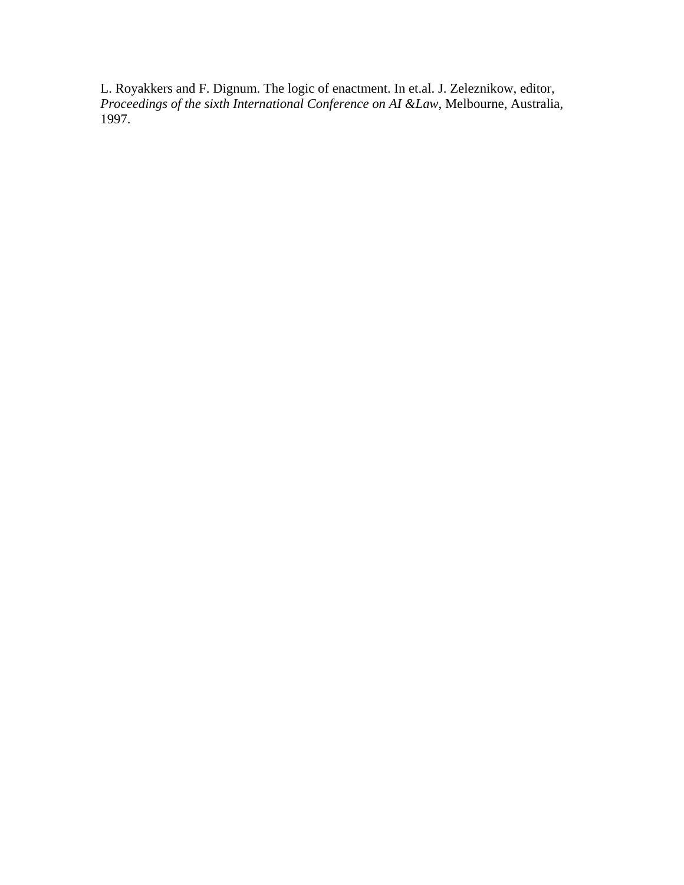L. Royakkers and F. Dignum. The logic of enactment. In et.al. J. Zeleznikow, editor, *Proceedings of the sixth International Conference on AI &Law*, Melbourne, Australia, 1997.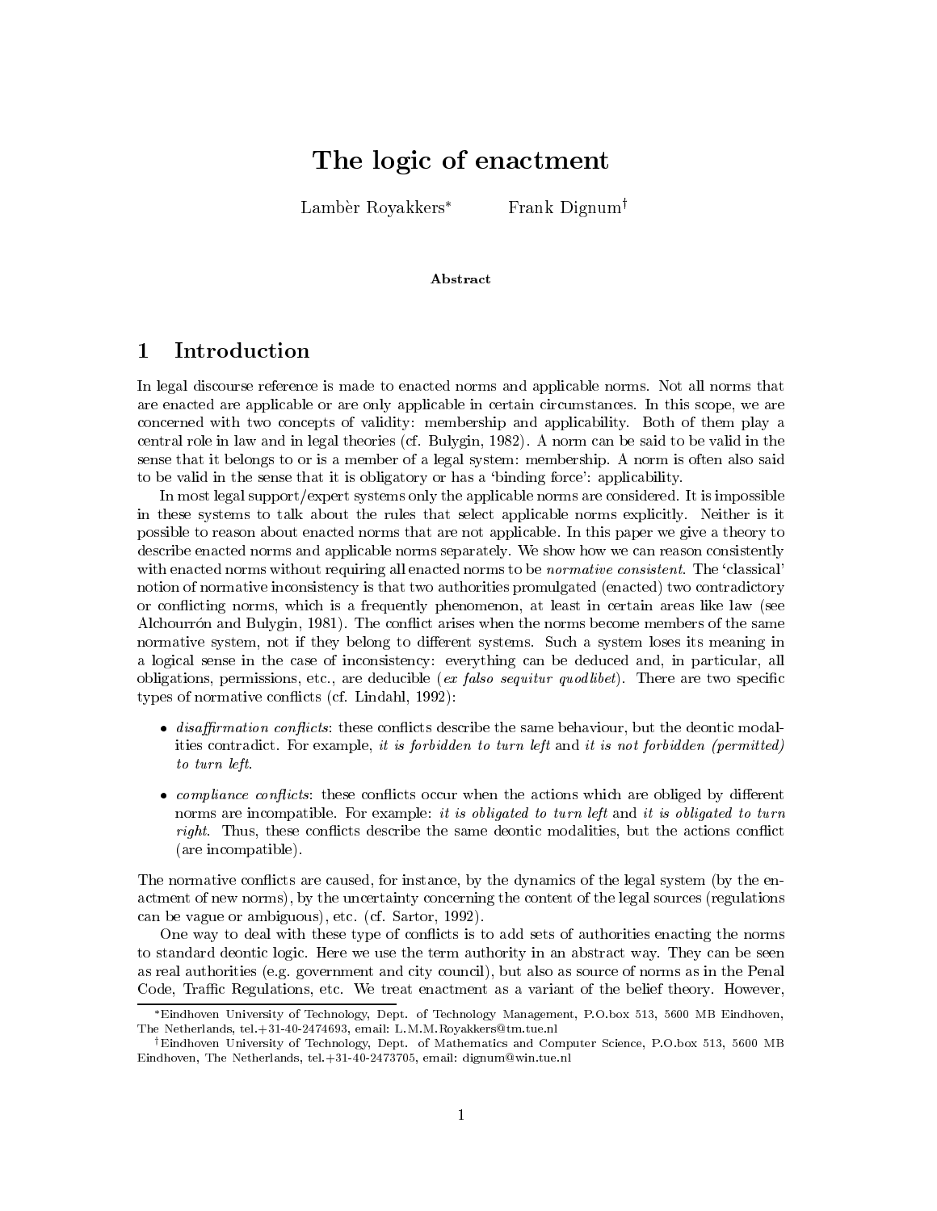# The logic of enactment

Lambèr Royakkers*  Frank Dignum†

**Abstract**

## 1 Introduction

In legal discourse reference is made to enacted norms and applicable norms. Not all norms that are enacted are applicable or are only applicable in certain circumstances. In this scope, we are concerned with two concepts of validity: membership and applicability. Both of them play a central role in law and in legal theories (cf. Bulygin, 1982). A norm can be said to be valid in the sense that it belongs to or is a member of a legal system: membership. A norm is often also said to be valid in the sense that it is obligatory or has a 'binding force': applicability.

In most legal support/expert systems only the applicable norms are considered. It is impossible in these systems to talk about the rules that select applicable norms explicitly. Neither is it possible to reason about enacted norms that are not applicable. In this paper we give a theory to describe enacted norms and applicable norms separately. We show how we can reason consistently with enacted norms without requiring all enacted norms to be *normative consistent*. The 'classical' notion of normative inconsistency is that two authorities promulgated (enacted) two contradictory or conflicting norms, which is a frequently phenomenon, at least in certain areas like law (see Alchourrón and Bulygin, 1981). The conflict arises when the norms become members of the same normative system, not if they belong to different systems. Such a system loses its meaning in a logical sense in the case of inconsistency: everything can be deduced and, in particular, all obligations, permissions, etc., are deducible (*ex falso sequitur quodlibet*). There are two specific types of normative conflicts (cf. Lindahl, 1992):

- *disaffirmation conflicts*: these conflicts describe the same behaviour, but the deontic modalities contradict. For example, *it is forbidden to turn left* and *it is not forbidden (permitted) to turn left*.
- *compliance conflicts*: these conflicts occur when the actions which are obliged by different norms are incompatible. For example: *it is obligated to turn left* and *it is obligated to turn right*. Thus, these conflicts describe the same deontic modalities, but the actions conflict (are incompatible).

The normative conflicts are caused, for instance, by the dynamics of the legal system (by the enactment of new norms), by the uncertainty concerning the content of the legal sources (regulations can be vague or ambiguous), etc. (cf. Sartor, 1992).

One way to deal with these type of conflicts is to add sets of authorities enacting the norms to standard deontic logic. Here we use the term authority in an abstract way. They can be seen as real authorities (e.g. government and city council), but also as source of norms as in the Penal Code, Traffic Regulations, etc. We treat enactment as a variant of the belief theory. However,

*Eindhoven University of Technology, Dept. of Technology Management, P.O.box 513, 5600 MB Eindhoven, The Netherlands, tel.+31-40-2474693, email: L.M.M.Royakkers@tm.tue.nl

†Eindhoven University of Technology, Dept. of Mathematics and Computer Science, P.O.box 513, 5600 MB Eindhoven, The Netherlands, tel.+31-40-2473705, email: dignum@win.tue.nl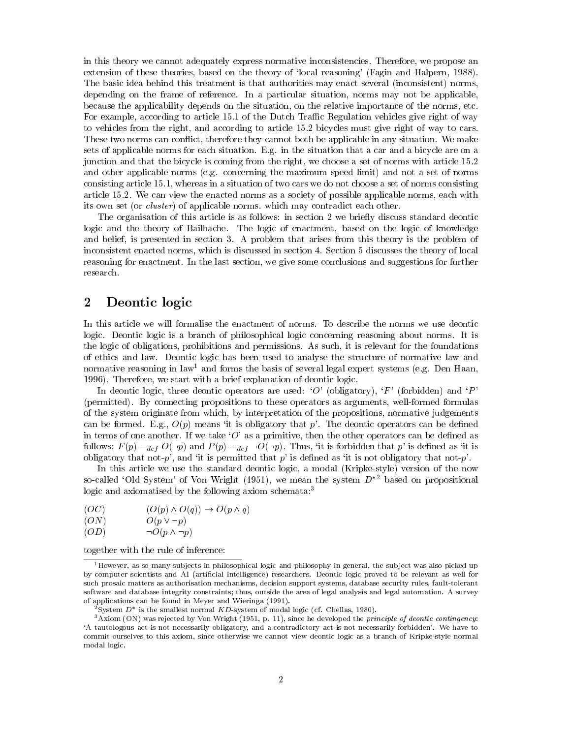in this theory we cannot adequately express normative inconsistencies. Therefore, we propose an extension of these theories, based on the theory of 'local reasoning' (Fagin and Halpern, 1988). The basic idea behind this treatment is that authorities may enact several (inconsistent) norms, depending on the frame of reference. In a particular situation, norms may not be applicable, because the applicability depends on the situation, on the relative importance of the norms, etc. For example, according to article 15.1 of the Dutch Traffic Regulation vehicles give right of way to vehicles from the right, and according to article 15.2 bicycles must give right of way to cars. These two norms can conflict, therefore they cannot both be applicable in any situation. We make sets of applicable norms for each situation. E.g. in the situation that a car and a bicycle are on a junction and that the bicycle is coming from the right, we choose a set of norms with article 15.2 and other applicable norms (e.g. concerning the maximum speed limit) and not a set of norms consisting article 15.1, whereas in a situation of two cars we do not choose a set of norms consisting article 15.2. We can view the enacted norms as a society of possible applicable norms, each with its own set (or *cluster*) of applicable norms. which may contradict each other.

The organisation of this article is as follows: in section 2 we briefly discuss standard deontic logic and the theory of Bailhache. The logic of enactment, based on the logic of knowledge and belief, is presented in section 3. A problem that arises from this theory is the problem of inconsistent enacted norms, which is discussed in section 4. Section 5 discusses the theory of local reasoning for enactment. In the last section, we give some conclusions and suggestions for further research.

## 2 Deontic logic

In this article we will formalise the enactment of norms. To describe the norms we use deontic logic. Deontic logic is a branch of philosophical logic concerning reasoning about norms. It is the logic of obligations, prohibitions and permissions. As such, it is relevant for the foundations of ethics and law. Deontic logic has been used to analyse the structure of normative law and normative reasoning in law[1] and forms the basis of several legal expert systems (e.g. Den Haan, 1996). Therefore, we start with a brief explanation of deontic logic.

In deontic logic, three deontic operators are used: '$O$' (obligatory), '$F$' (forbidden) and '$P$' (permitted). By connecting propositions to these operators as arguments, well-formed formulas of the system originate from which, by interpretation of the propositions, normative judgements can be formed. E.g., $O(p)$ means 'it is obligatory that $p$'. The deontic operators can be defined in terms of one another. If we take '$O$' as a primitive, then the other operators can be defined as follows: $F(p) =_{def} O(\neg p)$ and $P(p) =_{def} \neg O(\neg p)$. Thus, 'it is forbidden that $p$' is defined as 'it is obligatory that not-$p$', and 'it is permitted that $p$' is defined as 'it is not obligatory that not-$p$'.

In this article we use the standard deontic logic, a modal (Kripke-style) version of the now so-called 'Old System' of Von Wright (1951), we mean the system $D^*$[2] based on propositional logic and axiomatised by the following axiom schemata:[3]

| | |
|---|---|
| $(OC)$ | $(O(p) \wedge O(q)) \rightarrow O(p \wedge q)$ |
| $(ON)$ | $O(p \vee \neg p)$ |
| $(OD)$ | $\neg O(p \wedge \neg p)$ |

together with the rule of inference:

---

[1] However, as so many subjects in philosophical logic and philosophy in general, the subject was also picked up by computer scientists and AI (artificial intelligence) researchers. Deontic logic proved to be relevant as well for such prosaic matters as authorisation mechanisms, decision support systems, database security rules, fault-tolerant software and database integrity constraints; thus, outside the area of legal analysis and legal automation. A survey of applications can be found in Meyer and Wieringa (1991).

[2] System $D^*$ is the smallest normal $KD$-system of modal logic (cf. Chellas, 1980).

[3] Axiom (ON) was rejected by Von Wright (1951, p. 11), since he developed the *principle of deontic contingency*: 'A tautologous act is not necessarily obligatory, and a contradictory act is not necessarily forbidden'. We have to commit ourselves to this axiom, since otherwise we cannot view deontic logic as a branch of Kripke-style normal modal logic.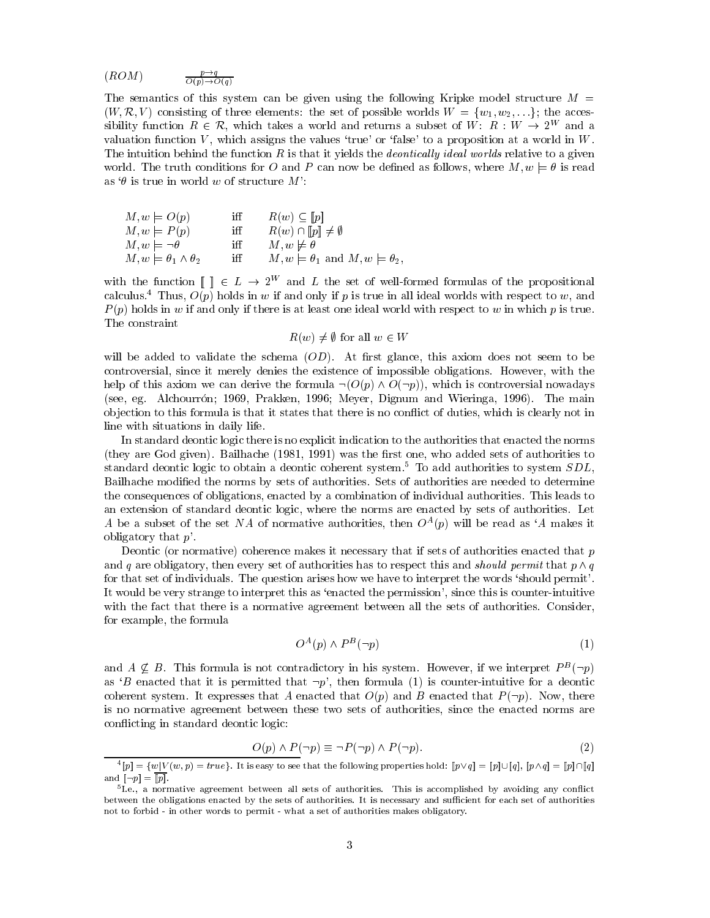$(ROM)$ $\frac{p \to q}{O(p) \to O(q)}$

The semantics of this system can be given using the following Kripke model structure $M = (W, \mathcal{R}, V)$ consisting of three elements: the set of possible worlds $W = \{w_1, w_2, \ldots\}$; the accessibility function $R \in \mathcal{R}$, which takes a world and returns a subset of $W$: $R : W \to 2^W$ and a valuation function $V$, which assigns the values 'true' or 'false' to a proposition at a world in $W$. The intuition behind the function $R$ is that it yields the *deontically ideal worlds* relative to a given world. The truth conditions for $O$ and $P$ can now be defined as follows, where $M, w \models \theta$ is read as '$\theta$ is true in world $w$ of structure $M$':

$$
\begin{array}{lll}
M, w \models O(p) & \text{iff} & R(w) \subseteq [\![p]\!] \\
M, w \models P(p) & \text{iff} & R(w) \cap [\![p]\!] \neq \emptyset \\
M, w \models \neg\theta & \text{iff} & M, w \not\models \theta \\
M, w \models \theta_1 \wedge \theta_2 & \text{iff} & M, w \models \theta_1 \text{ and } M, w \models \theta_2,
\end{array}
$$

with the function $[\![\ ]\!] \in L \to 2^W$ and $L$ the set of well-formed formulas of the propositional calculus.[4] Thus, $O(p)$ holds in $w$ if and only if $p$ is true in all ideal worlds with respect to $w$, and $P(p)$ holds in $w$ if and only if there is at least one ideal world with respect to $w$ in which $p$ is true. The constraint

$$R(w) \neq \emptyset \text{ for all } w \in W$$

will be added to validate the schema $(OD)$. At first glance, this axiom does not seem to be controversial, since it merely denies the existence of impossible obligations. However, with the help of this axiom we can derive the formula $\neg(O(p) \wedge O(\neg p))$, which is controversial nowadays (see, eg. Alchourrón; 1969, Prakken, 1996; Meyer, Dignum and Wieringa, 1996). The main objection to this formula is that it states that there is no conflict of duties, which is clearly not in line with situations in daily life.

In standard deontic logic there is no explicit indication to the authorities that enacted the norms (they are God given). Bailhache (1981, 1991) was the first one, who added sets of authorities to standard deontic logic to obtain a deontic coherent system.[5] To add authorities to system $SDL$, Bailhache modified the norms by sets of authorities. Sets of authorities are needed to determine the consequences of obligations, enacted by a combination of individual authorities. This leads to an extension of standard deontic logic, where the norms are enacted by sets of authorities. Let $A$ be a subset of the set $NA$ of normative authorities, then $O^A(p)$ will be read as '$A$ makes it obligatory that $p$'.

Deontic (or normative) coherence makes it necessary that if sets of authorities enacted that $p$ and $q$ are obligatory, then every set of authorities has to respect this and *should permit* that $p \wedge q$ for that set of individuals. The question arises how we have to interpret the words 'should permit'. It would be very strange to interpret this as 'enacted the permission', since this is counter-intuitive with the fact that there is a normative agreement between all the sets of authorities. Consider, for example, the formula

$$O^A(p) \wedge P^B(\neg p) \tag{1}$$

and $A \not\subseteq B$. This formula is not contradictory in his system. However, if we interpret $P^B(\neg p)$ as '$B$ enacted that it is permitted that $\neg p$', then formula (1) is counter-intuitive for a deontic coherent system. It expresses that $A$ enacted that $O(p)$ and $B$ enacted that $P(\neg p)$. Now, there is no normative agreement between these two sets of authorities, since the enacted norms are conflicting in standard deontic logic:

$$O(p) \wedge P(\neg p) \equiv \neg P(\neg p) \wedge P(\neg p). \tag{2}$$

---

[4] $[p] = \{w | V(w, p) = true\}$. It is easy to see that the following properties hold: $[\![p \vee q]\!] = [p] \cup [q]$, $[p \wedge q] = [\![p]\!] \cap [\![q]\!]$ and $[\neg p] = \overline{[\![p]\!]}$.

[5] I.e., a normative agreement between all sets of authorities. This is accomplished by avoiding any conflict between the obligations enacted by the sets of authorities. It is necessary and sufficient for each set of authorities not to forbid - in other words to permit - what a set of authorities makes obligatory.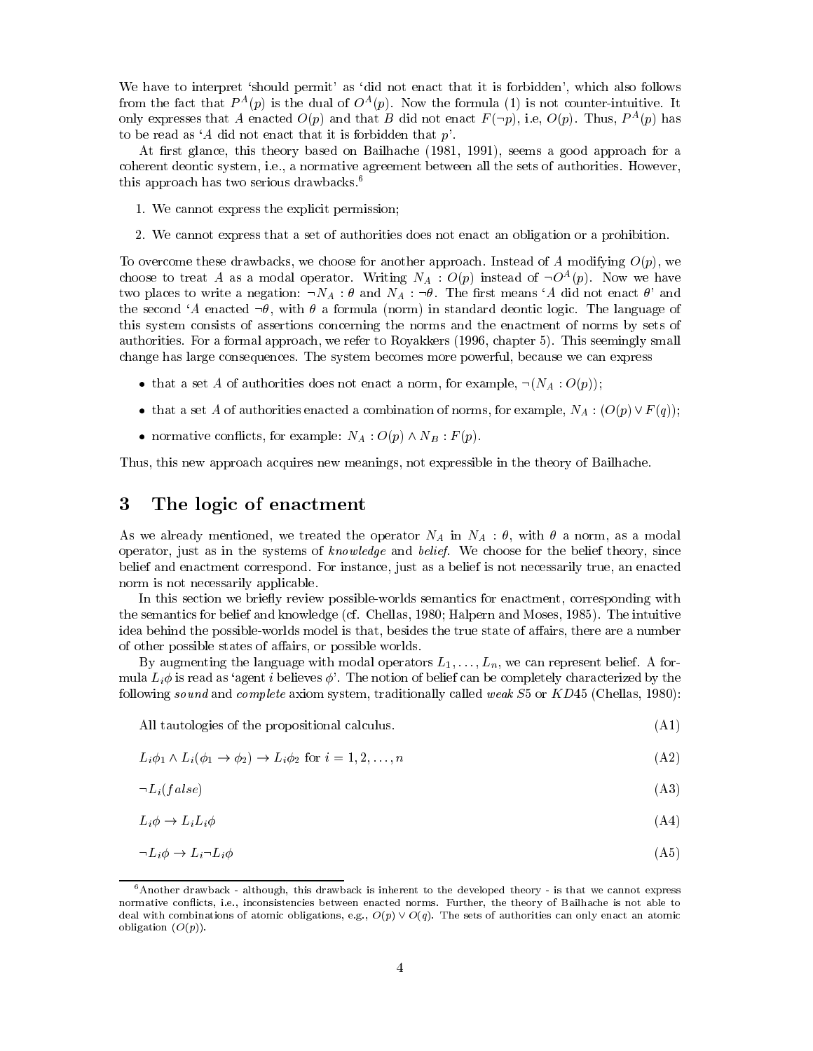We have to interpret 'should permit' as 'did not enact that it is forbidden', which also follows from the fact that $P^A(p)$ is the dual of $O^A(p)$. Now the formula (1) is not counter-intuitive. It only expresses that $A$ enacted $O(p)$ and that $B$ did not enact $F(\neg p)$, i.e, $O(p)$. Thus, $P^A(p)$ has to be read as '$A$ did not enact that it is forbidden that $p$'.

At first glance, this theory based on Bailhache (1981, 1991), seems a good approach for a coherent deontic system, i.e., a normative agreement between all the sets of authorities. However, this approach has two serious drawbacks.[6]

1. We cannot express the explicit permission;
2. We cannot express that a set of authorities does not enact an obligation or a prohibition.

To overcome these drawbacks, we choose for another approach. Instead of $A$ modifying $O(p)$, we choose to treat $A$ as a modal operator. Writing $N_A : O(p)$ instead of $\neg O^A(p)$. Now we have two places to write a negation: $\neg N_A : \theta$ and $N_A : \neg\theta$. The first means '$A$ did not enact $\theta$' and the second '$A$ enacted $\neg\theta$, with $\theta$ a formula (norm) in standard deontic logic. The language of this system consists of assertions concerning the norms and the enactment of norms by sets of authorities. For a formal approach, we refer to Royakkers (1996, chapter 5). This seemingly small change has large consequences. The system becomes more powerful, because we can express

- that a set $A$ of authorities does not enact a norm, for example, $\neg(N_A : O(p))$;
- that a set $A$ of authorities enacted a combination of norms, for example, $N_A : (O(p) \vee F(q))$;
- normative conflicts, for example: $N_A : O(p) \wedge N_B : F(p)$.

Thus, this new approach acquires new meanings, not expressible in the theory of Bailhache.

## 3 The logic of enactment

As we already mentioned, we treated the operator $N_A$ in $N_A : \theta$, with $\theta$ a norm, as a modal operator, just as in the systems of *knowledge* and *belief*. We choose for the belief theory, since belief and enactment correspond. For instance, just as a belief is not necessarily true, an enacted norm is not necessarily applicable.

In this section we briefly review possible-worlds semantics for enactment, corresponding with the semantics for belief and knowledge (cf. Chellas, 1980; Halpern and Moses, 1985). The intuitive idea behind the possible-worlds model is that, besides the true state of affairs, there are a number of other possible states of affairs, or possible worlds.

By augmenting the language with modal operators $L_1, \ldots, L_n$, we can represent belief. A formula $L_i\phi$ is read as 'agent $i$ believes $\phi$'. The notion of belief can be completely characterized by the following *sound* and *complete* axiom system, traditionally called *weak S5* or *KD45* (Chellas, 1980):

All tautologies of the propositional calculus. (A1)

$$L_i\phi_1 \wedge L_i(\phi_1 \rightarrow \phi_2) \rightarrow L_i\phi_2 \text{ for } i = 1, 2, \ldots, n \tag{A2}$$

$$\neg L_i(false) \tag{A3}$$

$$L_i\phi \rightarrow L_iL_i\phi \tag{A4}$$

$$\neg L_i\phi \rightarrow L_i\neg L_i\phi \tag{A5}$$

[6] Another drawback - although, this drawback is inherent to the developed theory - is that we cannot express normative conflicts, i.e., inconsistencies between enacted norms. Further, the theory of Bailhache is not able to deal with combinations of atomic obligations, e.g., $O(p) \vee O(q)$. The sets of authorities can only enact an atomic obligation ($O(p)$).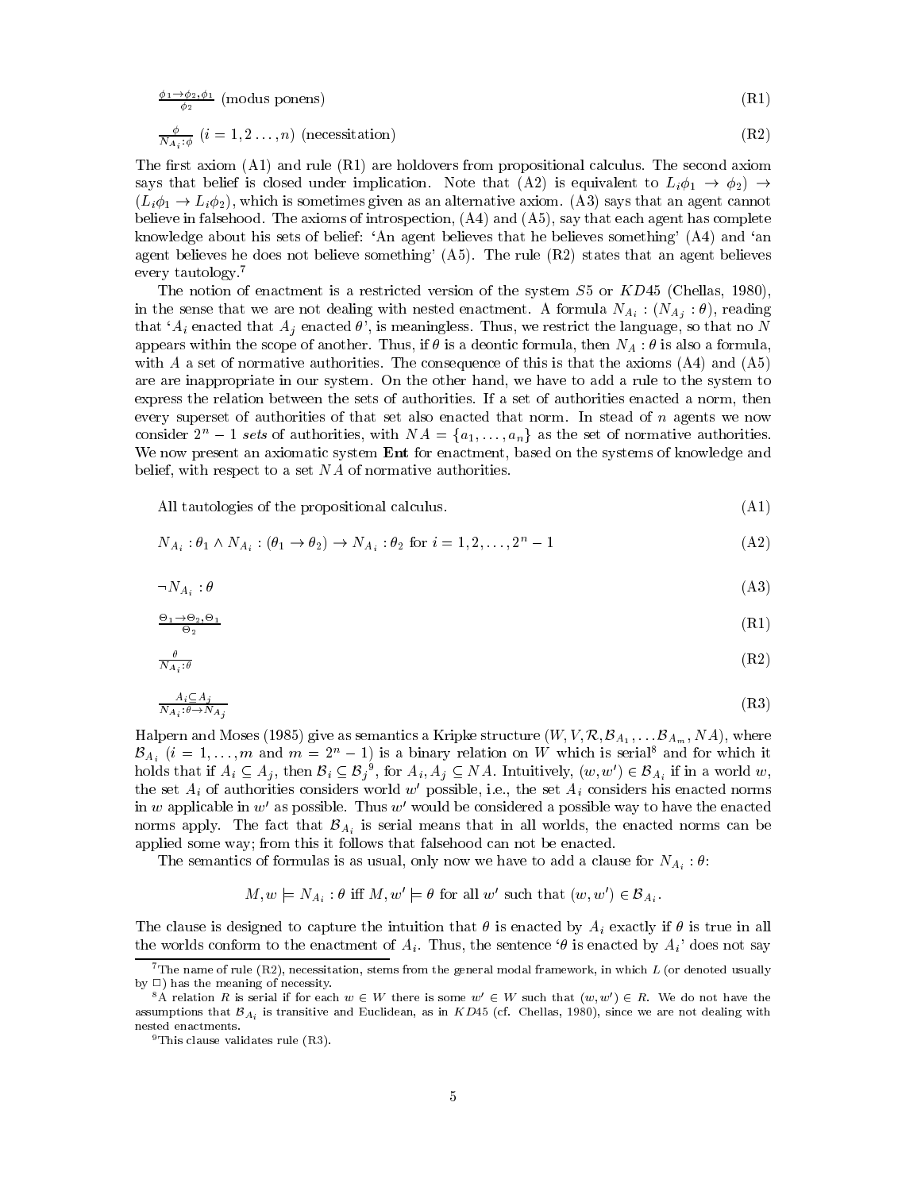$$\frac{\phi_1 \to \phi_2, \phi_1}{\phi_2} \text{ (modus ponens)} \tag{R1}$$

$$\frac{\phi}{N_{A_i}:\phi} \; (i = 1, 2 \ldots, n) \text{ (necessitation)} \tag{R2}$$

The first axiom (A1) and rule (R1) are holdovers from propositional calculus. The second axiom says that belief is closed under implication. Note that (A2) is equivalent to $L_i\phi_1 \to \phi_2) \to (L_i\phi_1 \to L_i\phi_2)$, which is sometimes given as an alternative axiom. (A3) says that an agent cannot believe in falsehood. The axioms of introspection, (A4) and (A5), say that each agent has complete knowledge about his sets of belief: 'An agent believes that he believes something' (A4) and 'an agent believes he does not believe something' (A5). The rule (R2) states that an agent believes every tautology.[7]

The notion of enactment is a restricted version of the system $S5$ or $KD45$ (Chellas, 1980), in the sense that we are not dealing with nested enactment. A formula $N_{A_i} : (N_{A_j} : \theta)$, reading that '$A_i$ enacted that $A_j$ enacted $\theta$', is meaningless. Thus, we restrict the language, so that no $N$ appears within the scope of another. Thus, if $\theta$ is a deontic formula, then $N_A : \theta$ is also a formula, with $A$ a set of normative authorities. The consequence of this is that the axioms (A4) and (A5) are are inappropriate in our system. On the other hand, we have to add a rule to the system to express the relation between the sets of authorities. If a set of authorities enacted a norm, then every superset of authorities of that set also enacted that norm. In stead of $n$ agents we now consider $2^n - 1$ *sets* of authorities, with $NA = \{a_1, \ldots, a_n\}$ as the set of normative authorities. We now present an axiomatic system **Ent** for enactment, based on the systems of knowledge and belief, with respect to a set $NA$ of normative authorities.

All tautologies of the propositional calculus. (A1)

$$N_{A_i} : \theta_1 \wedge N_{A_i} : (\theta_1 \to \theta_2) \to N_{A_i} : \theta_2 \text{ for } i = 1, 2, \ldots, 2^n - 1 \tag{A2}$$

$$\neg N_{A_i} : \theta \tag{A3}$$

$$\frac{\Theta_1 \to \Theta_2, \Theta_1}{\Theta_2} \tag{R1}$$

$$\frac{\theta}{N_{A_i} : \theta} \tag{R2}$$

$$\frac{A_i \subseteq A_j}{N_{A_i} : \theta \to N_{A_j}} \tag{R3}$$

Halpern and Moses (1985) give as semantics a Kripke structure $(W, V, \mathcal{R}, \mathcal{B}_{A_1}, \ldots \mathcal{B}_{A_m}, NA)$, where $\mathcal{B}_{A_i}$ ($i = 1, \ldots, m$ and $m = 2^n - 1$) is a binary relation on $W$ which is serial[8] and for which it holds that if $A_i \subseteq A_j$, then $\mathcal{B}_i \subseteq \mathcal{B}_j$[9], for $A_i, A_j \subseteq NA$. Intuitively, $(w, w') \in \mathcal{B}_{A_i}$ if in a world $w$, the set $A_i$ of authorities considers world $w'$ possible, i.e., the set $A_i$ considers his enacted norms in $w$ applicable in $w'$ as possible. Thus $w'$ would be considered a possible way to have the enacted norms apply. The fact that $\mathcal{B}_{A_i}$ is serial means that in all worlds, the enacted norms can be applied some way; from this it follows that falsehood can not be enacted.

The semantics of formulas is as usual, only now we have to add a clause for $N_{A_i} : \theta$:

$$M, w \models N_{A_i} : \theta \text{ iff } M, w' \models \theta \text{ for all } w' \text{ such that } (w, w') \in \mathcal{B}_{A_i}.$$

The clause is designed to capture the intuition that $\theta$ is enacted by $A_i$ exactly if $\theta$ is true in all the worlds conform to the enactment of $A_i$. Thus, the sentence '$\theta$ is enacted by $A_i$' does not say

[7] The name of rule (R2), necessitation, stems from the general modal framework, in which $L$ (or denoted usually by $\Box$) has the meaning of necessity.

[8] A relation $R$ is serial if for each $w \in W$ there is some $w' \in W$ such that $(w, w') \in R$. We do not have the assumptions that $\mathcal{B}_{A_i}$ is transitive and Euclidean, as in $KD45$ (cf. Chellas, 1980), since we are not dealing with nested enactments.

[9] This clause validates rule (R3).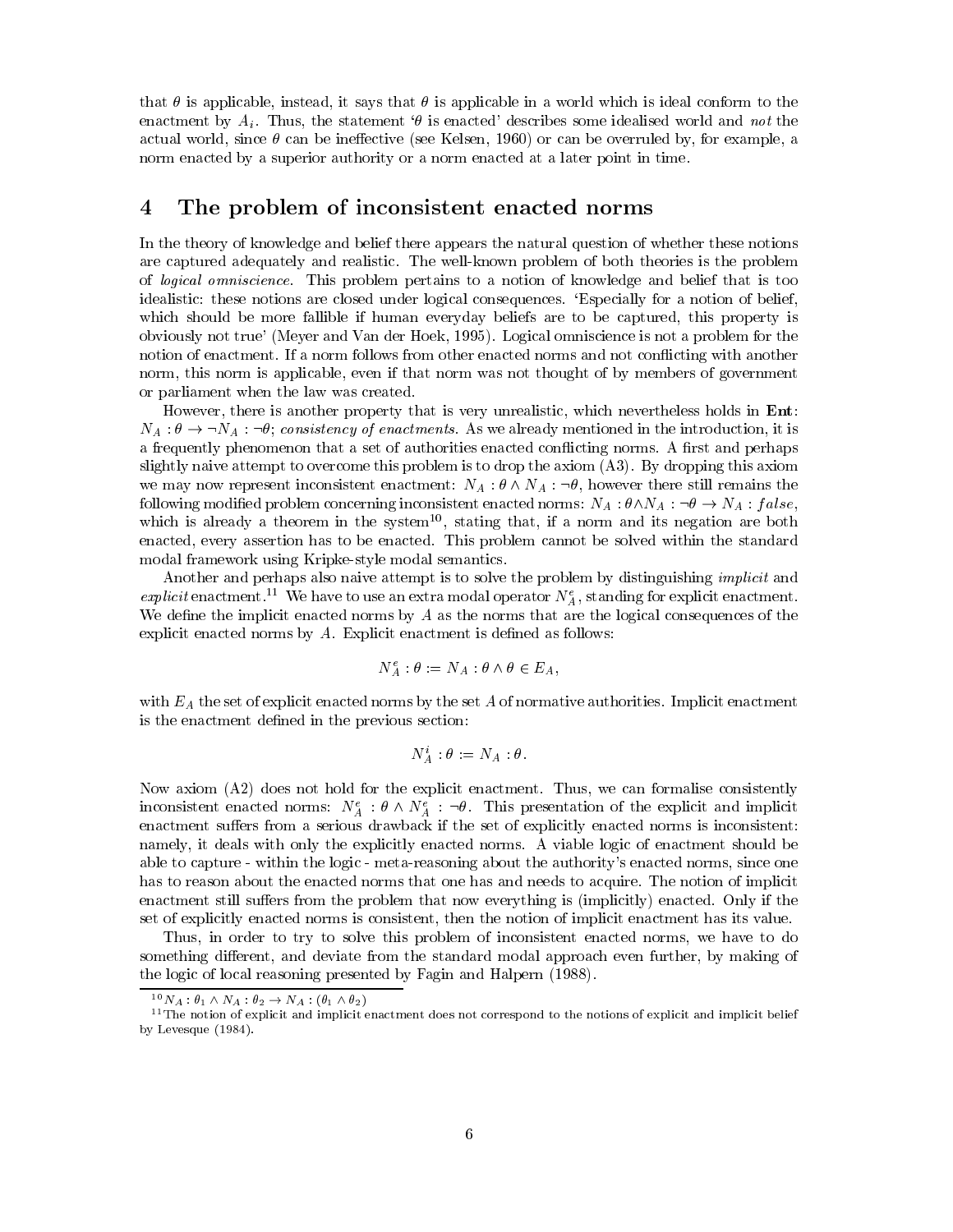that $\theta$ is applicable, instead, it says that $\theta$ is applicable in a world which is ideal conform to the enactment by $A_i$. Thus, the statement '$\theta$ is enacted' describes some idealised world and *not* the actual world, since $\theta$ can be ineffective (see Kelsen, 1960) or can be overruled by, for example, a norm enacted by a superior authority or a norm enacted at a later point in time.

## 4 The problem of inconsistent enacted norms

In the theory of knowledge and belief there appears the natural question of whether these notions are captured adequately and realistic. The well-known problem of both theories is the problem of *logical omniscience*. This problem pertains to a notion of knowledge and belief that is too idealistic: these notions are closed under logical consequences. 'Especially for a notion of belief, which should be more fallible if human everyday beliefs are to be captured, this property is obviously not true' (Meyer and Van der Hoek, 1995). Logical omniscience is not a problem for the notion of enactment. If a norm follows from other enacted norms and not conflicting with another norm, this norm is applicable, even if that norm was not thought of by members of government or parliament when the law was created.

However, there is another property that is very unrealistic, which nevertheless holds in **Ent**: $N_A : \theta \rightarrow \neg N_A : \neg\theta$; *consistency of enactments*. As we already mentioned in the introduction, it is a frequently phenomenon that a set of authorities enacted conflicting norms. A first and perhaps slightly naive attempt to overcome this problem is to drop the axiom (A3). By dropping this axiom we may now represent inconsistent enactment: $N_A : \theta \wedge N_A : \neg\theta$, however there still remains the following modified problem concerning inconsistent enacted norms: $N_A : \theta \wedge N_A : \neg\theta \rightarrow N_A : false$, which is already a theorem in the system[10], stating that, if a norm and its negation are both enacted, every assertion has to be enacted. This problem cannot be solved within the standard modal framework using Kripke-style modal semantics.

Another and perhaps also naive attempt is to solve the problem by distinguishing *implicit* and *explicit* enactment.[11] We have to use an extra modal operator $N_A^e$, standing for explicit enactment. We define the implicit enacted norms by $A$ as the norms that are the logical consequences of the explicit enacted norms by $A$. Explicit enactment is defined as follows:

$$N_A^e : \theta := N_A : \theta \wedge \theta \in E_A,$$

with $E_A$ the set of explicit enacted norms by the set $A$ of normative authorities. Implicit enactment is the enactment defined in the previous section:

$$N_A^i : \theta := N_A : \theta.$$

Now axiom (A2) does not hold for the explicit enactment. Thus, we can formalise consistently inconsistent enacted norms: $N_A^e : \theta \wedge N_A^e : \neg\theta$. This presentation of the explicit and implicit enactment suffers from a serious drawback if the set of explicitly enacted norms is inconsistent: namely, it deals with only the explicitly enacted norms. A viable logic of enactment should be able to capture - within the logic - meta-reasoning about the authority's enacted norms, since one has to reason about the enacted norms that one has and needs to acquire. The notion of implicit enactment still suffers from the problem that now everything is (implicitly) enacted. Only if the set of explicitly enacted norms is consistent, then the notion of implicit enactment has its value.

Thus, in order to try to solve this problem of inconsistent enacted norms, we have to do something different, and deviate from the standard modal approach even further, by making of the logic of local reasoning presented by Fagin and Halpern (1988).

---

[10] $N_A : \theta_1 \wedge N_A : \theta_2 \rightarrow N_A : (\theta_1 \wedge \theta_2)$

[11] The notion of explicit and implicit enactment does not correspond to the notions of explicit and implicit belief by Levesque (1984).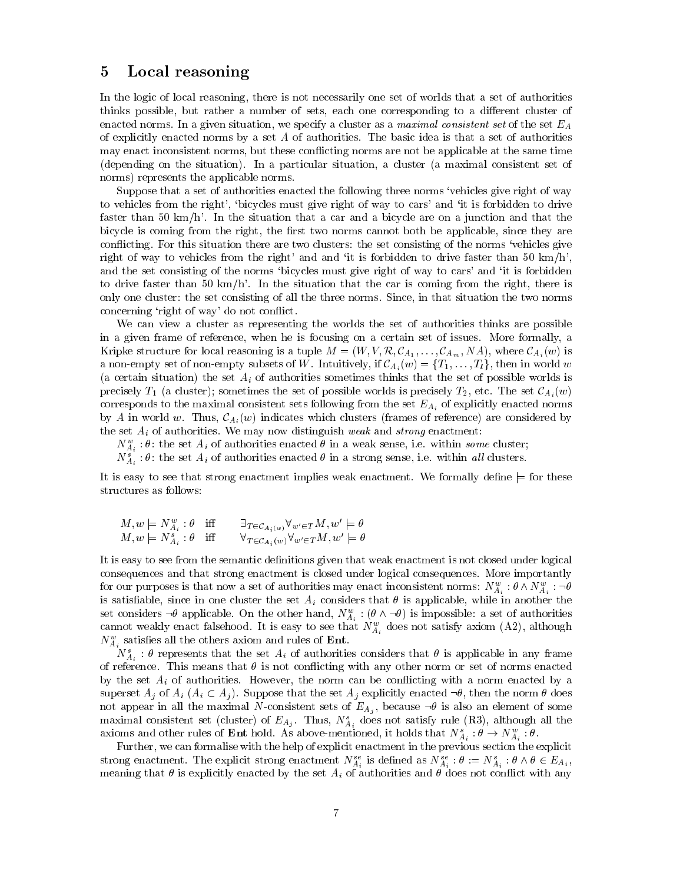## 5 Local reasoning

In the logic of local reasoning, there is not necessarily one set of worlds that a set of authorities thinks possible, but rather a number of sets, each one corresponding to a different cluster of enacted norms. In a given situation, we specify a cluster as a *maximal consistent set* of the set $E_A$ of explicitly enacted norms by a set $A$ of authorities. The basic idea is that a set of authorities may enact inconsistent norms, but these conflicting norms are not be applicable at the same time (depending on the situation). In a particular situation, a cluster (a maximal consistent set of norms) represents the applicable norms.

Suppose that a set of authorities enacted the following three norms 'vehicles give right of way to vehicles from the right', 'bicycles must give right of way to cars' and 'it is forbidden to drive faster than 50 km/h'. In the situation that a car and a bicycle are on a junction and that the bicycle is coming from the right, the first two norms cannot both be applicable, since they are conflicting. For this situation there are two clusters: the set consisting of the norms 'vehicles give right of way to vehicles from the right' and and 'it is forbidden to drive faster than 50 km/h', and the set consisting of the norms 'bicycles must give right of way to cars' and 'it is forbidden to drive faster than 50 km/h'. In the situation that the car is coming from the right, there is only one cluster: the set consisting of all the three norms. Since, in that situation the two norms concerning 'right of way' do not conflict.

We can view a cluster as representing the worlds the set of authorities thinks are possible in a given frame of reference, when he is focusing on a certain set of issues. More formally, a Kripke structure for local reasoning is a tuple $M = (W, V, \mathcal{R}, \mathcal{C}_{A_1}, \ldots, \mathcal{C}_{A_m}, NA)$, where $\mathcal{C}_{A_i}(w)$ is a non-empty set of non-empty subsets of $W$. Intuitively, if $\mathcal{C}_{A_i}(w) = \{T_1, \ldots, T_l\}$, then in world $w$ (a certain situation) the set $A_i$ of authorities sometimes thinks that the set of possible worlds is precisely $T_1$ (a cluster); sometimes the set of possible worlds is precisely $T_2$, etc. The set $\mathcal{C}_{A_i}(w)$ corresponds to the maximal consistent sets following from the set $E_{A_i}$ of explicitly enacted norms by $A$ in world $w$. Thus, $\mathcal{C}_{A_i}(w)$ indicates which clusters (frames of reference) are considered by the set $A_i$ of authorities. We may now distinguish *weak* and *strong* enactment:

$N^w_{A_i} : \theta$: the set $A_i$ of authorities enacted $\theta$ in a weak sense, i.e. within *some* cluster;
$N^s_{A_i} : \theta$: the set $A_i$ of authorities enacted $\theta$ in a strong sense, i.e. within *all* clusters.

It is easy to see that strong enactment implies weak enactment. We formally define $\models$ for these structures as follows:

$$M, w \models N^w_{A_i} : \theta \quad \text{iff} \quad \exists_{T \in \mathcal{C}_{A_i(w)}} \forall_{w' \in T} M, w' \models \theta$$
$$M, w \models N^s_{A_i} : \theta \quad \text{iff} \quad \forall_{T \in \mathcal{C}_{A_i}(w)} \forall_{w' \in T} M, w' \models \theta$$

It is easy to see from the semantic definitions given that weak enactment is not closed under logical consequences and that strong enactment is closed under logical consequences. More importantly for our purposes is that now a set of authorities may enact inconsistent norms: $N^w_{A_i} : \theta \wedge N^w_{A_i} : \neg\theta$ is satisfiable, since in one cluster the set $A_i$ considers that $\theta$ is applicable, while in another the set considers $\neg\theta$ applicable. On the other hand, $N^w_{A_i} : (\theta \wedge \neg\theta)$ is impossible: a set of authorities cannot weakly enact falsehood. It is easy to see that $N^w_{A_i}$ does not satisfy axiom (A2), although $N^w_{A_i}$ satisfies all the others axiom and rules of **Ent**.

$N^s_{A_i} : \theta$ represents that the set $A_i$ of authorities considers that $\theta$ is applicable in any frame of reference. This means that $\theta$ is not conflicting with any other norm or set of norms enacted by the set $A_i$ of authorities. However, the norm can be conflicting with a norm enacted by a superset $A_j$ of $A_i$ ($A_i \subset A_j$). Suppose that the set $A_j$ explicitly enacted $\neg\theta$, then the norm $\theta$ does not appear in all the maximal $N$-consistent sets of $E_{A_j}$, because $\neg\theta$ is also an element of some maximal consistent set (cluster) of $E_{A_j}$. Thus, $N^s_{A_i}$ does not satisfy rule (R3), although all the axioms and other rules of **Ent** hold. As above-mentioned, it holds that $N^s_{A_i} : \theta \rightarrow N^w_{A_i} : \theta$.

Further, we can formalise with the help of explicit enactment in the previous section the explicit strong enactment. The explicit strong enactment $N^{se}_{A_i}$ is defined as $N^{se}_{A_i} : \theta := N^s_{A_i} : \theta \wedge \theta \in E_{A_i}$, meaning that $\theta$ is explicitly enacted by the set $A_i$ of authorities and $\theta$ does not conflict with any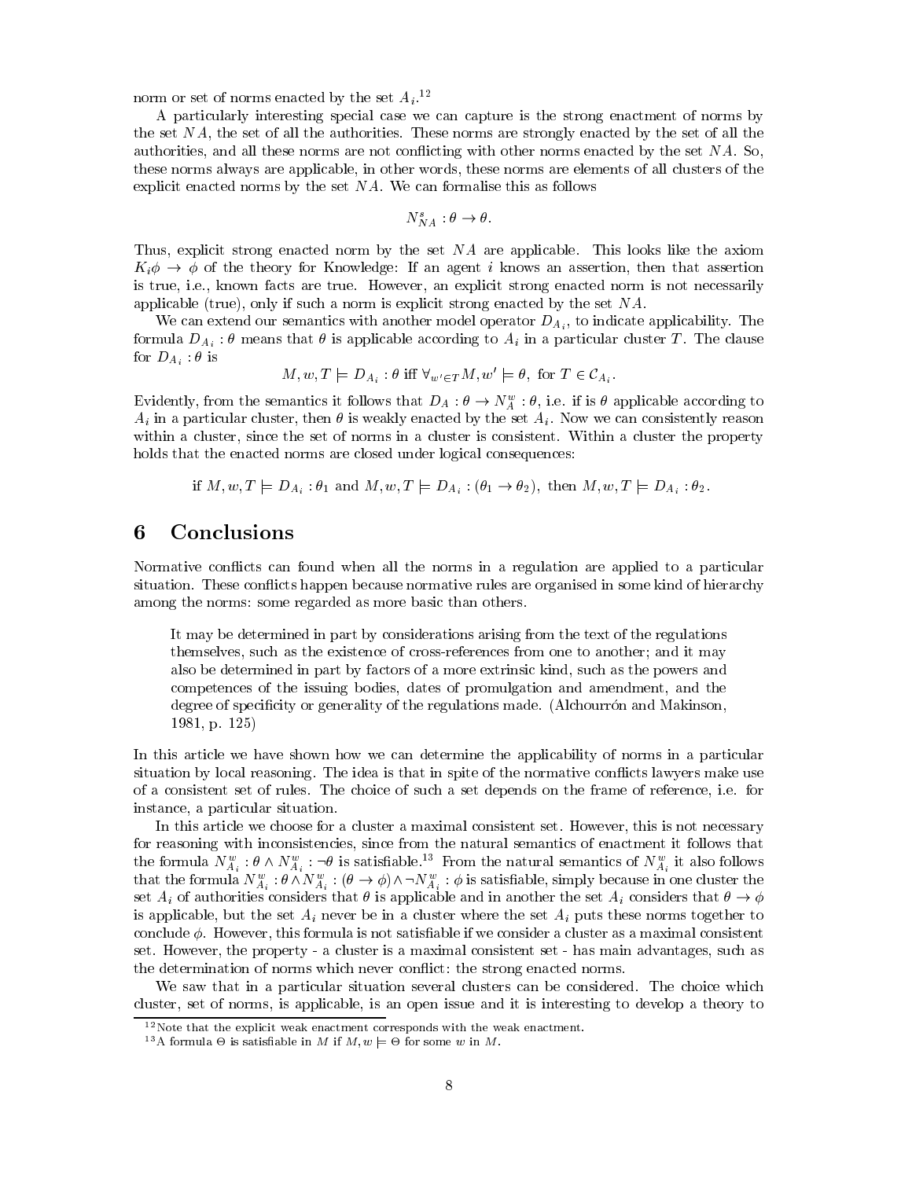norm or set of norms enacted by the set $A_i$.[12]

A particularly interesting special case we can capture is the strong enactment of norms by the set $NA$, the set of all the authorities. These norms are strongly enacted by the set of all the authorities, and all these norms are not conflicting with other norms enacted by the set $NA$. So, these norms always are applicable, in other words, these norms are elements of all clusters of the explicit enacted norms by the set $NA$. We can formalise this as follows

$$N^s_{NA} : \theta \rightarrow \theta.$$

Thus, explicit strong enacted norm by the set $NA$ are applicable. This looks like the axiom $K_i\phi \rightarrow \phi$ of the theory for Knowledge: If an agent $i$ knows an assertion, then that assertion is true, i.e., known facts are true. However, an explicit strong enacted norm is not necessarily applicable (true), only if such a norm is explicit strong enacted by the set $NA$.

We can extend our semantics with another model operator $D_{A_i}$, to indicate applicability. The formula $D_{A_i} : \theta$ means that $\theta$ is applicable according to $A_i$ in a particular cluster $T$. The clause for $D_{A_i} : \theta$ is

$$M, w, T \models D_{A_i} : \theta \text{ iff } \forall_{w' \in T} M, w' \models \theta, \text{ for } T \in \mathcal{C}_{A_i}.$$

Evidently, from the semantics it follows that $D_A : \theta \rightarrow N^w_A : \theta$, i.e. if is $\theta$ applicable according to $A_i$ in a particular cluster, then $\theta$ is weakly enacted by the set $A_i$. Now we can consistently reason within a cluster, since the set of norms in a cluster is consistent. Within a cluster the property holds that the enacted norms are closed under logical consequences:

$$\text{if } M, w, T \models D_{A_i} : \theta_1 \text{ and } M, w, T \models D_{A_i} : (\theta_1 \rightarrow \theta_2), \text{ then } M, w, T \models D_{A_i} : \theta_2.$$

# 6 Conclusions

Normative conflicts can found when all the norms in a regulation are applied to a particular situation. These conflicts happen because normative rules are organised in some kind of hierarchy among the norms: some regarded as more basic than others.

> It may be determined in part by considerations arising from the text of the regulations themselves, such as the existence of cross-references from one to another; and it may also be determined in part by factors of a more extrinsic kind, such as the powers and competences of the issuing bodies, dates of promulgation and amendment, and the degree of specificity or generality of the regulations made. (Alchourrón and Makinson, 1981, p. 125)

In this article we have shown how we can determine the applicability of norms in a particular situation by local reasoning. The idea is that in spite of the normative conflicts lawyers make use of a consistent set of rules. The choice of such a set depends on the frame of reference, i.e. for instance, a particular situation.

In this article we choose for a cluster a maximal consistent set. However, this is not necessary for reasoning with inconsistencies, since from the natural semantics of enactment it follows that the formula $N^w_{A_i} : \theta \wedge N^w_{A_i} : \neg\theta$ is satisfiable.[13] From the natural semantics of $N^w_{A_i}$ it also follows that the formula $N^w_{A_i} : \theta \wedge N^w_{A_i} : (\theta \rightarrow \phi) \wedge \neg N^w_{A_i} : \phi$ is satisfiable, simply because in one cluster the set $A_i$ of authorities considers that $\theta$ is applicable and in another the set $A_i$ considers that $\theta \rightarrow \phi$ is applicable, but the set $A_i$ never be in a cluster where the set $A_i$ puts these norms together to conclude $\phi$. However, this formula is not satisfiable if we consider a cluster as a maximal consistent set. However, the property - a cluster is a maximal consistent set - has main advantages, such as the determination of norms which never conflict: the strong enacted norms.

We saw that in a particular situation several clusters can be considered. The choice which cluster, set of norms, is applicable, is an open issue and it is interesting to develop a theory to

[12] Note that the explicit weak enactment corresponds with the weak enactment.

[13] A formula $\Theta$ is satisfiable in $M$ if $M, w \models \Theta$ for some $w$ in $M$.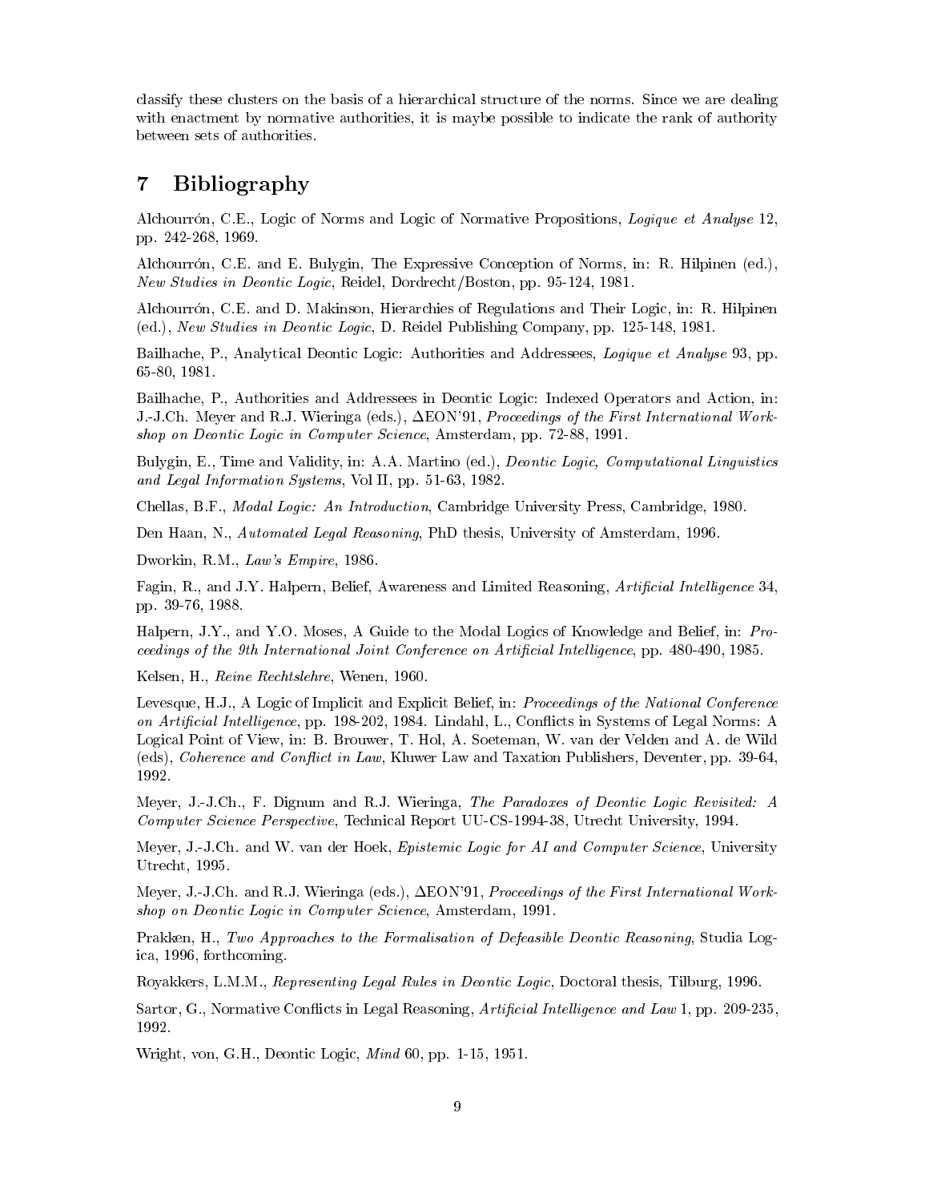classify these clusters on the basis of a hierarchical structure of the norms. Since we are dealing with enactment by normative authorities, it is maybe possible to indicate the rank of authority between sets of authorities.

## 7 Bibliography

Alchourrón, C.E., Logic of Norms and Logic of Normative Propositions, *Logique et Analyse* 12, pp. 242-268, 1969.

Alchourrón, C.E. and E. Bulygin, The Expressive Conception of Norms, in: R. Hilpinen (ed.), *New Studies in Deontic Logic*, Reidel, Dordrecht/Boston, pp. 95-124, 1981.

Alchourrón, C.E. and D. Makinson, Hierarchies of Regulations and Their Logic, in: R. Hilpinen (ed.), *New Studies in Deontic Logic*, D. Reidel Publishing Company, pp. 125-148, 1981.

Bailhache, P., Analytical Deontic Logic: Authorities and Addressees, *Logique et Analyse* 93, pp. 65-80, 1981.

Bailhache, P., Authorities and Addressees in Deontic Logic: Indexed Operators and Action, in: J.-J.Ch. Meyer and R.J. Wieringa (eds.), ΔEON'91, *Proceedings of the First International Workshop on Deontic Logic in Computer Science*, Amsterdam, pp. 72-88, 1991.

Bulygin, E., Time and Validity, in: A.A. Martino (ed.), *Deontic Logic, Computational Linguistics and Legal Information Systems*, Vol II, pp. 51-63, 1982.

Chellas, B.F., *Modal Logic: An Introduction*, Cambridge University Press, Cambridge, 1980.

Den Haan, N., *Automated Legal Reasoning*, PhD thesis, University of Amsterdam, 1996.

Dworkin, R.M., *Law's Empire*, 1986.

Fagin, R., and J.Y. Halpern, Belief, Awareness and Limited Reasoning, *Artificial Intelligence* 34, pp. 39-76, 1988.

Halpern, J.Y., and Y.O. Moses, A Guide to the Modal Logics of Knowledge and Belief, in: *Proceedings of the 9th International Joint Conference on Artificial Intelligence*, pp. 480-490, 1985.

Kelsen, H., *Reine Rechtslehre*, Wenen, 1960.

Levesque, H.J., A Logic of Implicit and Explicit Belief, in: *Proceedings of the National Conference on Artificial Intelligence*, pp. 198-202, 1984. Lindahl, L., Conflicts in Systems of Legal Norms: A Logical Point of View, in: B. Brouwer, T. Hol, A. Soeteman, W. van der Velden and A. de Wild (eds), *Coherence and Conflict in Law*, Kluwer Law and Taxation Publishers, Deventer, pp. 39-64, 1992.

Meyer, J.-J.Ch., F. Dignum and R.J. Wieringa, *The Paradoxes of Deontic Logic Revisited: A Computer Science Perspective*, Technical Report UU-CS-1994-38, Utrecht University, 1994.

Meyer, J.-J.Ch. and W. van der Hoek, *Epistemic Logic for AI and Computer Science*, University Utrecht, 1995.

Meyer, J.-J.Ch. and R.J. Wieringa (eds.), ΔEON'91, *Proceedings of the First International Workshop on Deontic Logic in Computer Science*, Amsterdam, 1991.

Prakken, H., *Two Approaches to the Formalisation of Defeasible Deontic Reasoning*, Studia Logica, 1996, forthcoming.

Royakkers, L.M.M., *Representing Legal Rules in Deontic Logic*, Doctoral thesis, Tilburg, 1996.

Sartor, G., Normative Conflicts in Legal Reasoning, *Artificial Intelligence and Law* 1, pp. 209-235, 1992.

Wright, von, G.H., Deontic Logic, *Mind* 60, pp. 1-15, 1951.